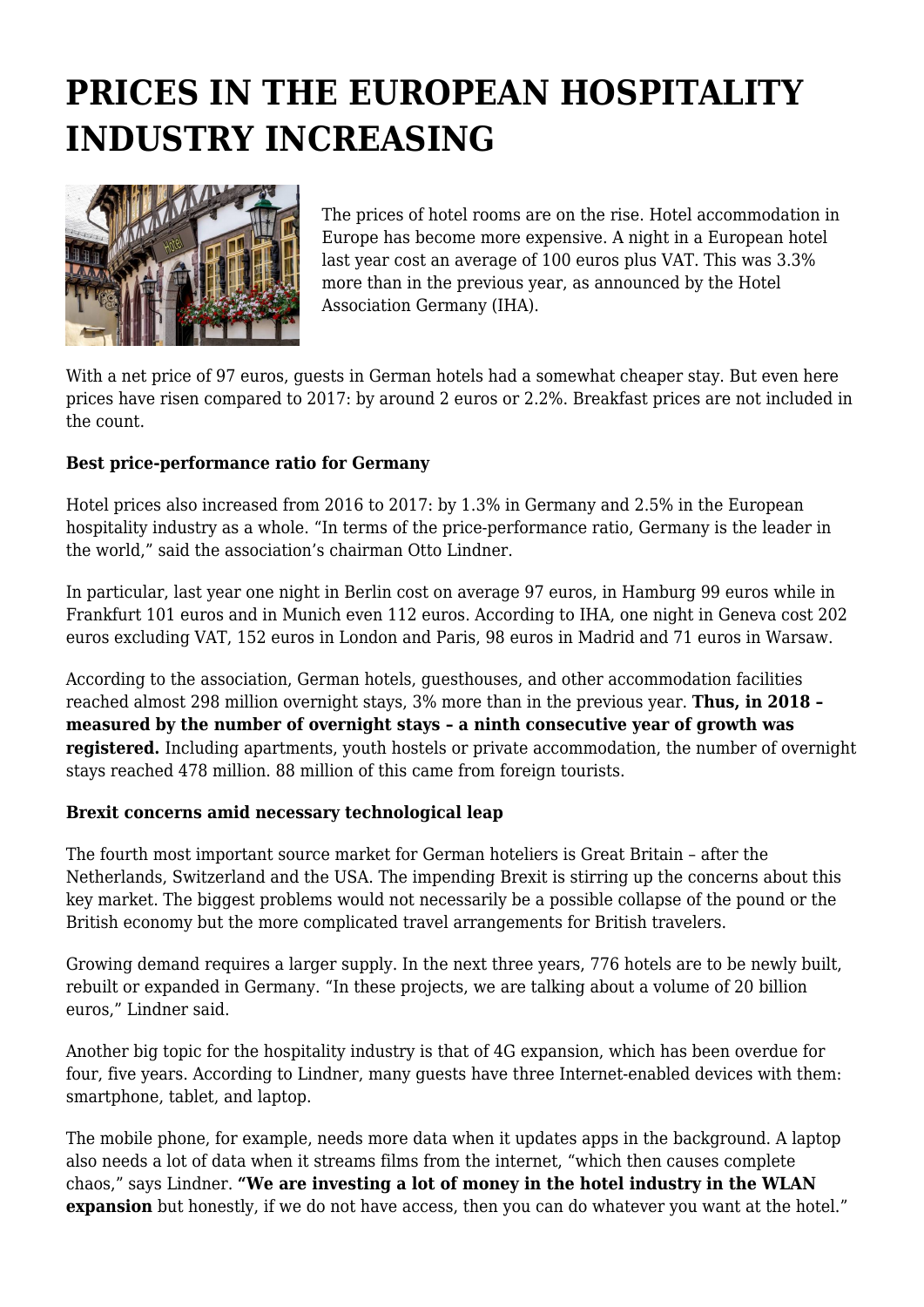# PRICES IN THE EUROPEAN HOSPITALITY INDUSTRY INCREASING

The prices of hotel rooms are on the rise. Hotel accommodation in Europe has become more expensive. A night in a European hotel last year cost an average of 100 euros plus VAT. This was 3.3% more than in the previous year, as announced by the Hotel Association Germany (IHA).

With a net price of 97 euros, guests in German hotels had a somewhat cheaper stay. But even here prices have risen compared to 2017: by around 2 euros or 2.2%. Breakfast prices are not included in the count.

**Best price-performance ratio for Germany**

Hotel prices also increased from 2016 to 2017: by 1.3% in Germany and 2.5% in the European hospitality industry as a whole. "In terms of the price-performance ratio, Germany is the leader in the world," said the association's chairman Otto Lindner.

In particular, last year one night in Berlin cost on average 97 euros, in Hamburg 99 euros while in Frankfurt 101 euros and in Munich even 112 euros. According to IHA, one night in Geneva cost 202 euros excluding VAT, 152 euros in London and Paris, 98 euros in Madrid and 71 euros in Warsaw.

According to the association, German hotels, guesthouses, and other accommodation facilities reached almost 298 million overnight stays, 3% more than in the previous year. **Thus, in 2018 – measured by the number of overnight stays – a ninth consecutive year of growth was registered.** Including apartments, youth hostels or private accommodation, the number of overnight stays reached 478 million. 88 million of this came from foreign tourists.

**Brexit concerns amid necessary technological leap**

The fourth most important source market for German hoteliers is Great Britain – after the Netherlands, Switzerland and the USA. The impending Brexit is stirring up the concerns about this key market. The biggest problems would not necessarily be a possible collapse of the pound or the British economy but the more complicated travel arrangements for British travelers.

Growing demand requires a larger supply. In the next three years, 776 hotels are to be newly built, rebuilt or expanded in Germany. "In these projects, we are talking about a volume of 20 billion euros," Lindner said.

Another big topic for the hospitality industry is that of 4G expansion, which has been overdue for four, five years. According to Lindner, many guests have three Internet-enabled devices with them: smartphone, tablet, and laptop.

The mobile phone, for example, needs more data when it updates apps in the background. A laptop also needs a lot of data when it streams films from the internet, "which then causes complete chaos," says Lindner. **"We are investing a lot of money in the hotel industry in the WLAN expansion** but honestly, if we do not have access, then you can do whatever you want at the hotel."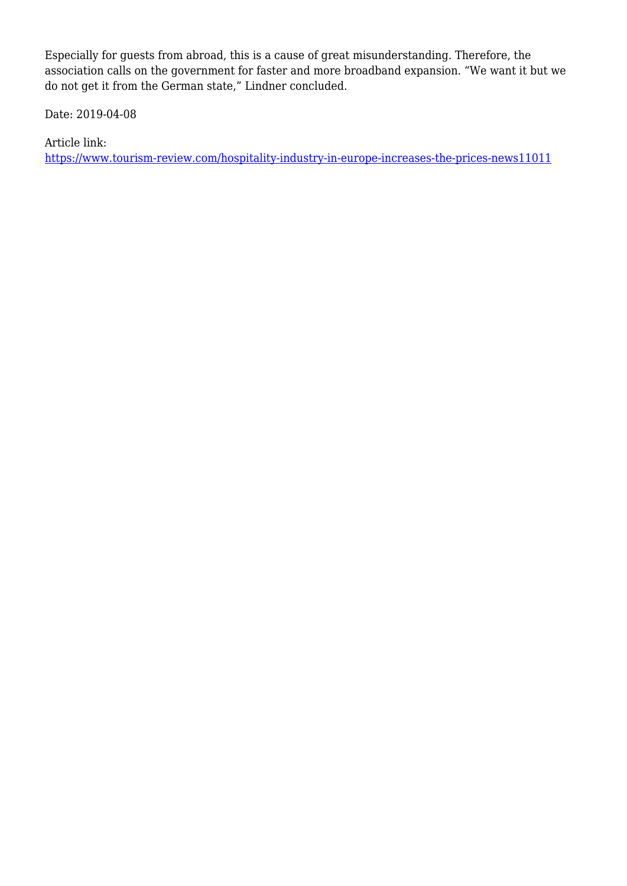Especially for guests from abroad, this is a cause of great misunderstanding. Therefore, the association calls on the government for faster and more broadband expansion. “We want it but we do not get it from the German state,” Lindner concluded.

Date: 2019-04-08

Article link:
[https://www.tourism-review.com/hospitality-industry-in-europe-increases-the-prices-news11011](https://www.tourism-review.com/hospitality-industry-in-europe-increases-the-prices-news11011)